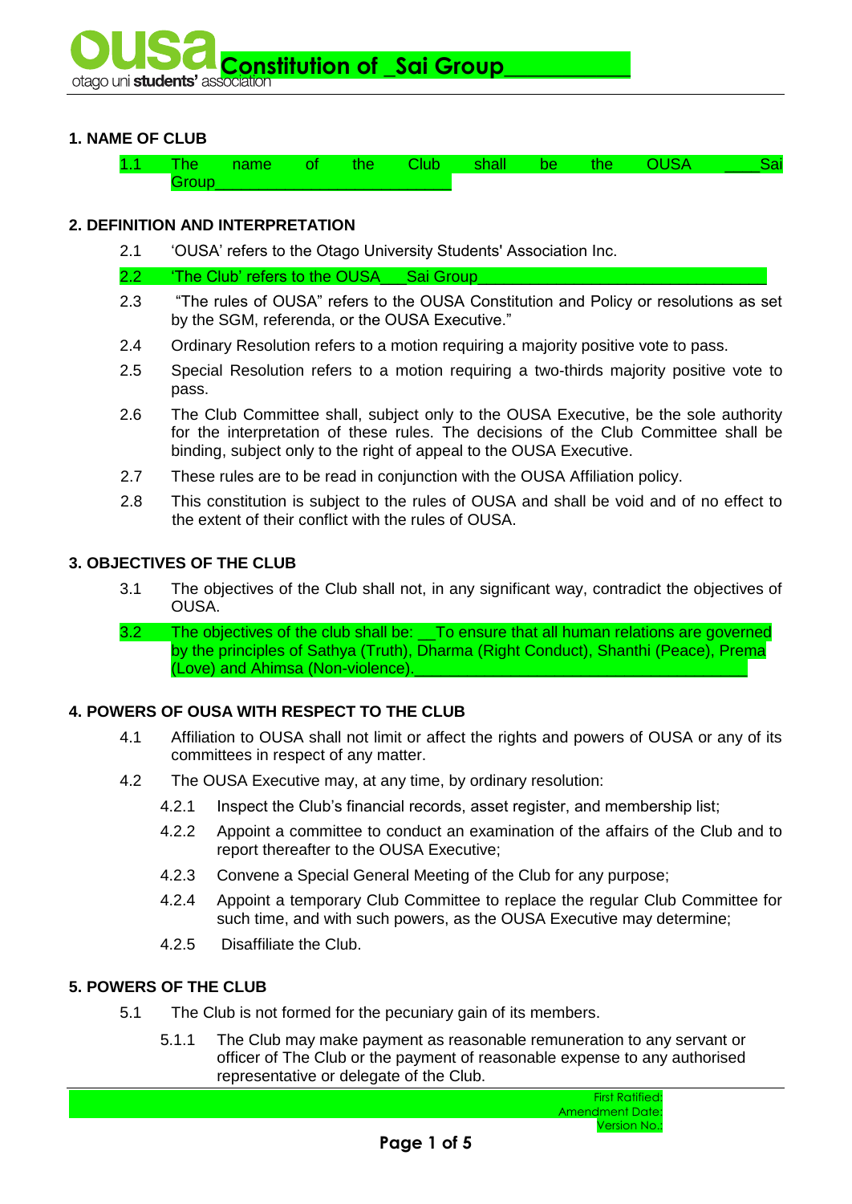# Constitution of _Sai Group___________

## 1. NAME OF CLUB

1.1 The name of the Club shall be the OUSA ____Sai Group__________________________

## 2. DEFINITION AND INTERPRETATION

2.1 'OUSA' refers to the Otago University Students' Association Inc.

2.2 'The Club' refers to the OUSA___Sai Group_________________________________

2.3 "The rules of OUSA" refers to the OUSA Constitution and Policy or resolutions as set by the SGM, referenda, or the OUSA Executive."

2.4 Ordinary Resolution refers to a motion requiring a majority positive vote to pass.

2.5 Special Resolution refers to a motion requiring a two-thirds majority positive vote to pass.

2.6 The Club Committee shall, subject only to the OUSA Executive, be the sole authority for the interpretation of these rules. The decisions of the Club Committee shall be binding, subject only to the right of appeal to the OUSA Executive.

2.7 These rules are to be read in conjunction with the OUSA Affiliation policy.

2.8 This constitution is subject to the rules of OUSA and shall be void and of no effect to the extent of their conflict with the rules of OUSA.

## 3. OBJECTIVES OF THE CLUB

3.1 The objectives of the Club shall not, in any significant way, contradict the objectives of OUSA.

3.2 The objectives of the club shall be: __To ensure that all human relations are governed by the principles of Sathya (Truth), Dharma (Right Conduct), Shanthi (Peace), Prema (Love) and Ahimsa (Non-violence).______________________________________

## 4. POWERS OF OUSA WITH RESPECT TO THE CLUB

4.1 Affiliation to OUSA shall not limit or affect the rights and powers of OUSA or any of its committees in respect of any matter.

4.2 The OUSA Executive may, at any time, by ordinary resolution:

4.2.1 Inspect the Club's financial records, asset register, and membership list;

4.2.2 Appoint a committee to conduct an examination of the affairs of the Club and to report thereafter to the OUSA Executive;

4.2.3 Convene a Special General Meeting of the Club for any purpose;

4.2.4 Appoint a temporary Club Committee to replace the regular Club Committee for such time, and with such powers, as the OUSA Executive may determine;

4.2.5 Disaffiliate the Club.

## 5. POWERS OF THE CLUB

5.1 The Club is not formed for the pecuniary gain of its members.

5.1.1 The Club may make payment as reasonable remuneration to any servant or officer of The Club or the payment of reasonable expense to any authorised representative or delegate of the Club.

First Ratified:
Amendment Date:
Version No.: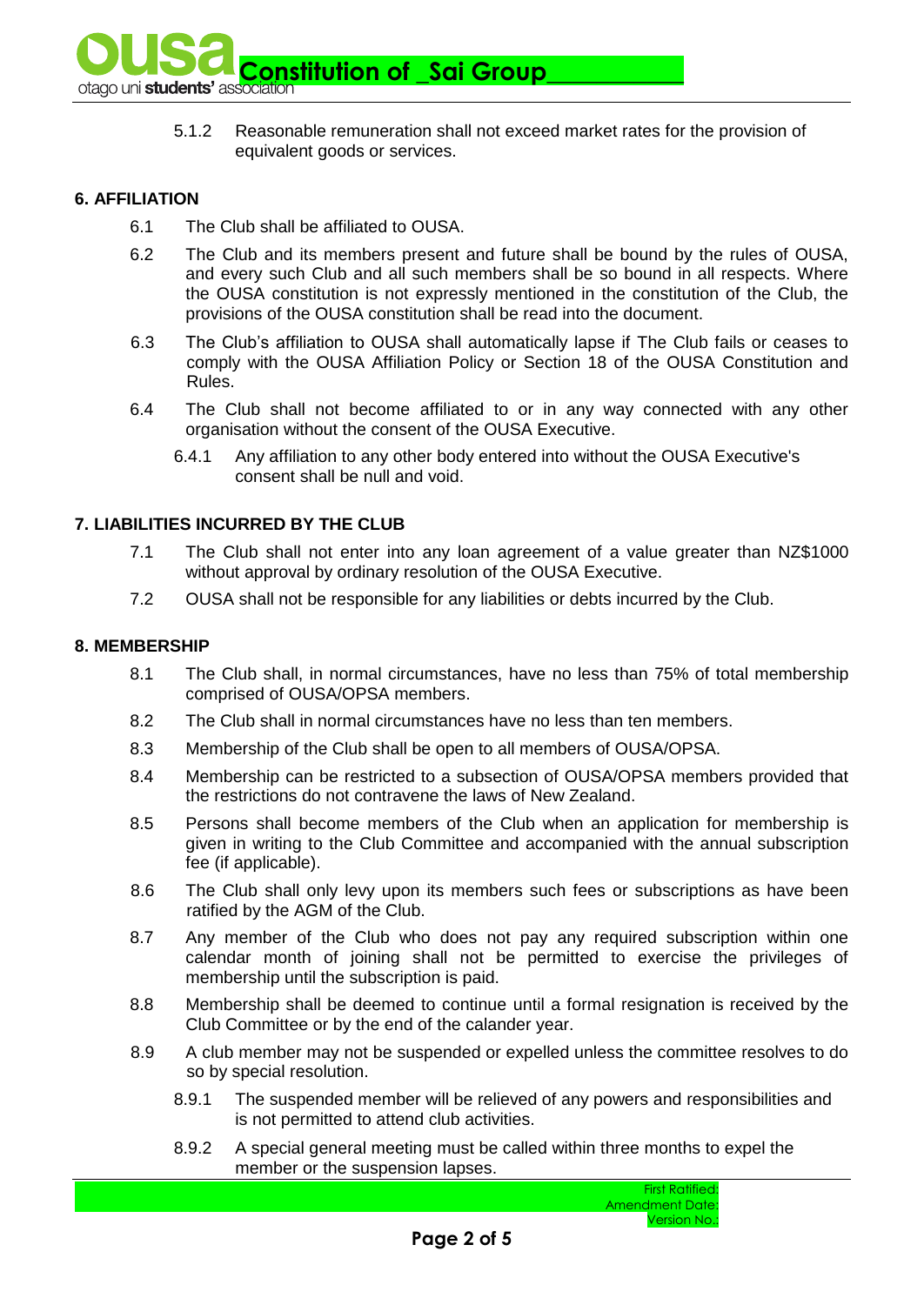5.1.2 Reasonable remuneration shall not exceed market rates for the provision of equivalent goods or services.

## 6. AFFILIATION

6.1 The Club shall be affiliated to OUSA.

6.2 The Club and its members present and future shall be bound by the rules of OUSA, and every such Club and all such members shall be so bound in all respects. Where the OUSA constitution is not expressly mentioned in the constitution of the Club, the provisions of the OUSA constitution shall be read into the document.

6.3 The Club's affiliation to OUSA shall automatically lapse if The Club fails or ceases to comply with the OUSA Affiliation Policy or Section 18 of the OUSA Constitution and Rules.

6.4 The Club shall not become affiliated to or in any way connected with any other organisation without the consent of the OUSA Executive.

6.4.1 Any affiliation to any other body entered into without the OUSA Executive's consent shall be null and void.

## 7. LIABILITIES INCURRED BY THE CLUB

7.1 The Club shall not enter into any loan agreement of a value greater than NZ$1000 without approval by ordinary resolution of the OUSA Executive.

7.2 OUSA shall not be responsible for any liabilities or debts incurred by the Club.

## 8. MEMBERSHIP

8.1 The Club shall, in normal circumstances, have no less than 75% of total membership comprised of OUSA/OPSA members.

8.2 The Club shall in normal circumstances have no less than ten members.

8.3 Membership of the Club shall be open to all members of OUSA/OPSA.

8.4 Membership can be restricted to a subsection of OUSA/OPSA members provided that the restrictions do not contravene the laws of New Zealand.

8.5 Persons shall become members of the Club when an application for membership is given in writing to the Club Committee and accompanied with the annual subscription fee (if applicable).

8.6 The Club shall only levy upon its members such fees or subscriptions as have been ratified by the AGM of the Club.

8.7 Any member of the Club who does not pay any required subscription within one calendar month of joining shall not be permitted to exercise the privileges of membership until the subscription is paid.

8.8 Membership shall be deemed to continue until a formal resignation is received by the Club Committee or by the end of the calander year.

8.9 A club member may not be suspended or expelled unless the committee resolves to do so by special resolution.

8.9.1 The suspended member will be relieved of any powers and responsibilities and is not permitted to attend club activities.

8.9.2 A special general meeting must be called within three months to expel the member or the suspension lapses.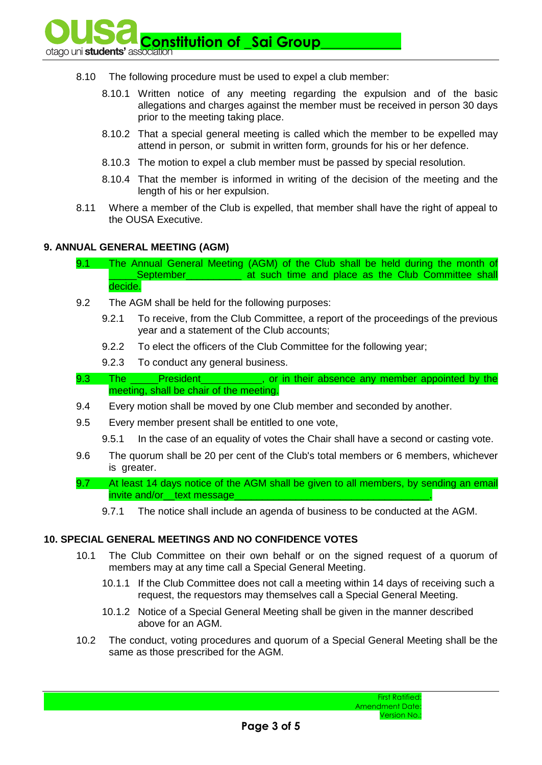8.10 The following procedure must be used to expel a club member:

8.10.1 Written notice of any meeting regarding the expulsion and of the basic allegations and charges against the member must be received in person 30 days prior to the meeting taking place.

8.10.2 That a special general meeting is called which the member to be expelled may attend in person, or submit in written form, grounds for his or her defence.

8.10.3 The motion to expel a club member must be passed by special resolution.

8.10.4 That the member is informed in writing of the decision of the meeting and the length of his or her expulsion.

8.11 Where a member of the Club is expelled, that member shall have the right of appeal to the OUSA Executive.

**9. ANNUAL GENERAL MEETING (AGM)**

9.1 The Annual General Meeting (AGM) of the Club shall be held during the month of _____September__________ at such time and place as the Club Committee shall decide.

9.2 The AGM shall be held for the following purposes:

9.2.1 To receive, from the Club Committee, a report of the proceedings of the previous year and a statement of the Club accounts;

9.2.2 To elect the officers of the Club Committee for the following year;

9.2.3 To conduct any general business.

9.3 The _____President___________, or in their absence any member appointed by the meeting, shall be chair of the meeting.

9.4 Every motion shall be moved by one Club member and seconded by another.

9.5 Every member present shall be entitled to one vote,

9.5.1 In the case of an equality of votes the Chair shall have a second or casting vote.

9.6 The quorum shall be 20 per cent of the Club's total members or 6 members, whichever is greater.

9.7 At least 14 days notice of the AGM shall be given to all members, by sending an email invite and/or__text message___________________________________.

9.7.1 The notice shall include an agenda of business to be conducted at the AGM.

**10. SPECIAL GENERAL MEETINGS AND NO CONFIDENCE VOTES**

10.1 The Club Committee on their own behalf or on the signed request of a quorum of members may at any time call a Special General Meeting.

10.1.1 If the Club Committee does not call a meeting within 14 days of receiving such a request, the requestors may themselves call a Special General Meeting.

10.1.2 Notice of a Special General Meeting shall be given in the manner described above for an AGM.

10.2 The conduct, voting procedures and quorum of a Special General Meeting shall be the same as those prescribed for the AGM.

First Ratified:
Amendment Date:
Version No.: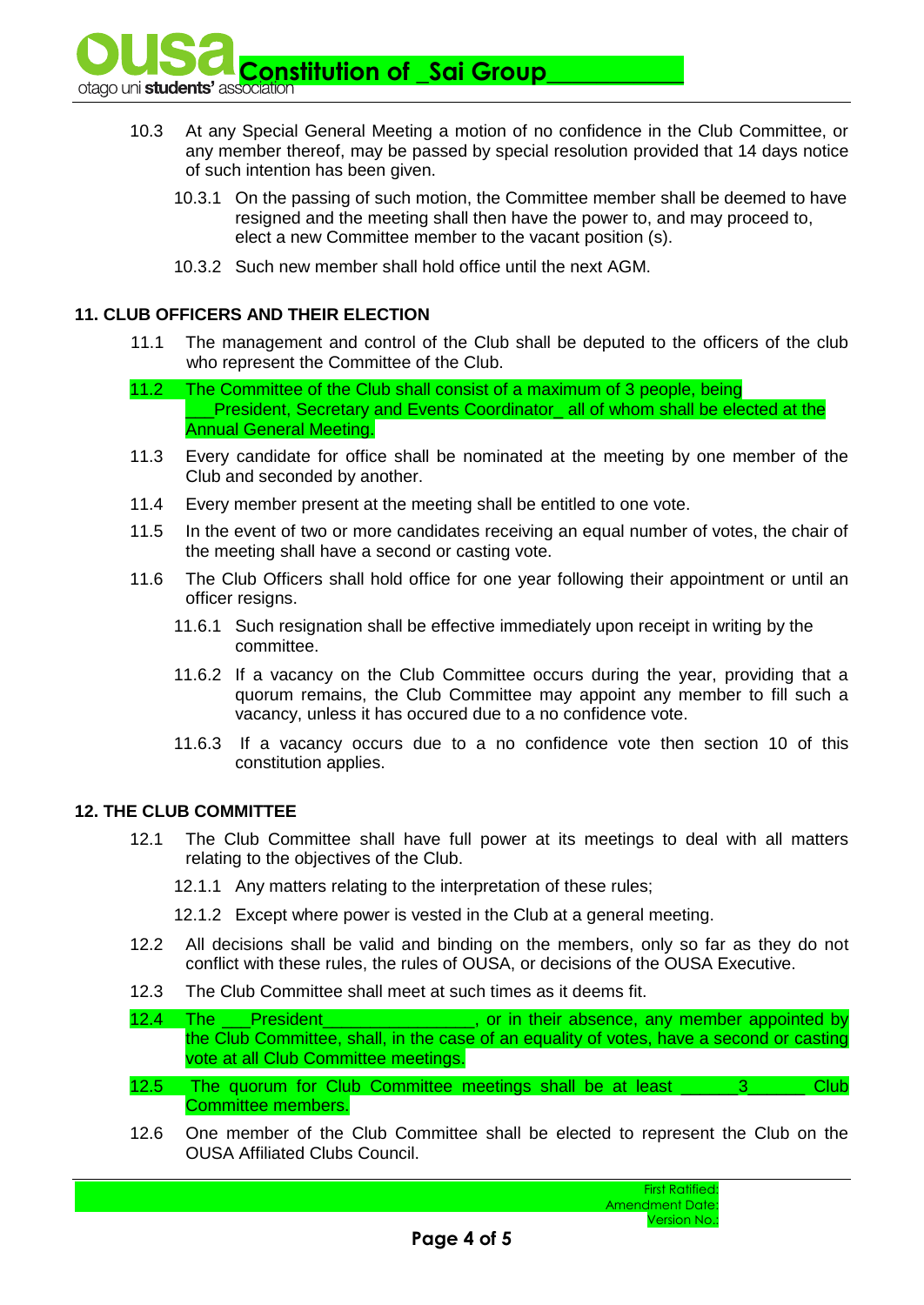10.3 At any Special General Meeting a motion of no confidence in the Club Committee, or any member thereof, may be passed by special resolution provided that 14 days notice of such intention has been given.

10.3.1 On the passing of such motion, the Committee member shall be deemed to have resigned and the meeting shall then have the power to, and may proceed to, elect a new Committee member to the vacant position (s).

10.3.2 Such new member shall hold office until the next AGM.

### 11. CLUB OFFICERS AND THEIR ELECTION

11.1 The management and control of the Club shall be deputed to the officers of the club who represent the Committee of the Club.

11.2 The Committee of the Club shall consist of a maximum of 3 people, being ___President, Secretary and Events Coordinator_ all of whom shall be elected at the Annual General Meeting.

11.3 Every candidate for office shall be nominated at the meeting by one member of the Club and seconded by another.

11.4 Every member present at the meeting shall be entitled to one vote.

11.5 In the event of two or more candidates receiving an equal number of votes, the chair of the meeting shall have a second or casting vote.

11.6 The Club Officers shall hold office for one year following their appointment or until an officer resigns.

11.6.1 Such resignation shall be effective immediately upon receipt in writing by the committee.

11.6.2 If a vacancy on the Club Committee occurs during the year, providing that a quorum remains, the Club Committee may appoint any member to fill such a vacancy, unless it has occured due to a no confidence vote.

11.6.3 If a vacancy occurs due to a no confidence vote then section 10 of this constitution applies.

### 12. THE CLUB COMMITTEE

12.1 The Club Committee shall have full power at its meetings to deal with all matters relating to the objectives of the Club.

12.1.1 Any matters relating to the interpretation of these rules;

12.1.2 Except where power is vested in the Club at a general meeting.

12.2 All decisions shall be valid and binding on the members, only so far as they do not conflict with these rules, the rules of OUSA, or decisions of the OUSA Executive.

12.3 The Club Committee shall meet at such times as it deems fit.

12.4 The ___President_______________, or in their absence, any member appointed by the Club Committee, shall, in the case of an equality of votes, have a second or casting vote at all Club Committee meetings.

12.5 The quorum for Club Committee meetings shall be at least ______3______ Club Committee members.

12.6 One member of the Club Committee shall be elected to represent the Club on the OUSA Affiliated Clubs Council.

First Ratified:
Amendment Date:
Version No.: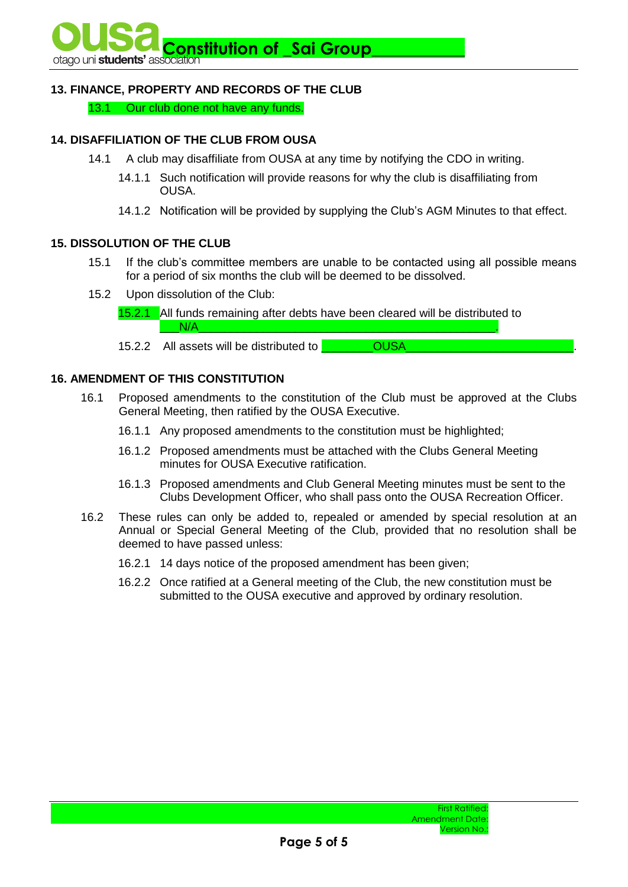### 13. FINANCE, PROPERTY AND RECORDS OF THE CLUB

13.1 Our club done not have any funds.

### 14. DISAFFILIATION OF THE CLUB FROM OUSA

14.1 A club may disaffiliate from OUSA at any time by notifying the CDO in writing.

14.1.1 Such notification will provide reasons for why the club is disaffiliating from OUSA.

14.1.2 Notification will be provided by supplying the Club's AGM Minutes to that effect.

### 15. DISSOLUTION OF THE CLUB

15.1 If the club's committee members are unable to be contacted using all possible means for a period of six months the club will be deemed to be dissolved.

15.2 Upon dissolution of the Club:

15.2.1 All funds remaining after debts have been cleared will be distributed to ___N/A_____________________________________________.

15.2.2 All assets will be distributed to ________OUSA__________________________.

### 16. AMENDMENT OF THIS CONSTITUTION

16.1 Proposed amendments to the constitution of the Club must be approved at the Clubs General Meeting, then ratified by the OUSA Executive.

16.1.1 Any proposed amendments to the constitution must be highlighted;

16.1.2 Proposed amendments must be attached with the Clubs General Meeting minutes for OUSA Executive ratification.

16.1.3 Proposed amendments and Club General Meeting minutes must be sent to the Clubs Development Officer, who shall pass onto the OUSA Recreation Officer.

16.2 These rules can only be added to, repealed or amended by special resolution at an Annual or Special General Meeting of the Club, provided that no resolution shall be deemed to have passed unless:

16.2.1 14 days notice of the proposed amendment has been given;

16.2.2 Once ratified at a General meeting of the Club, the new constitution must be submitted to the OUSA executive and approved by ordinary resolution.

First Ratified:
Amendment Date:
Version No.: